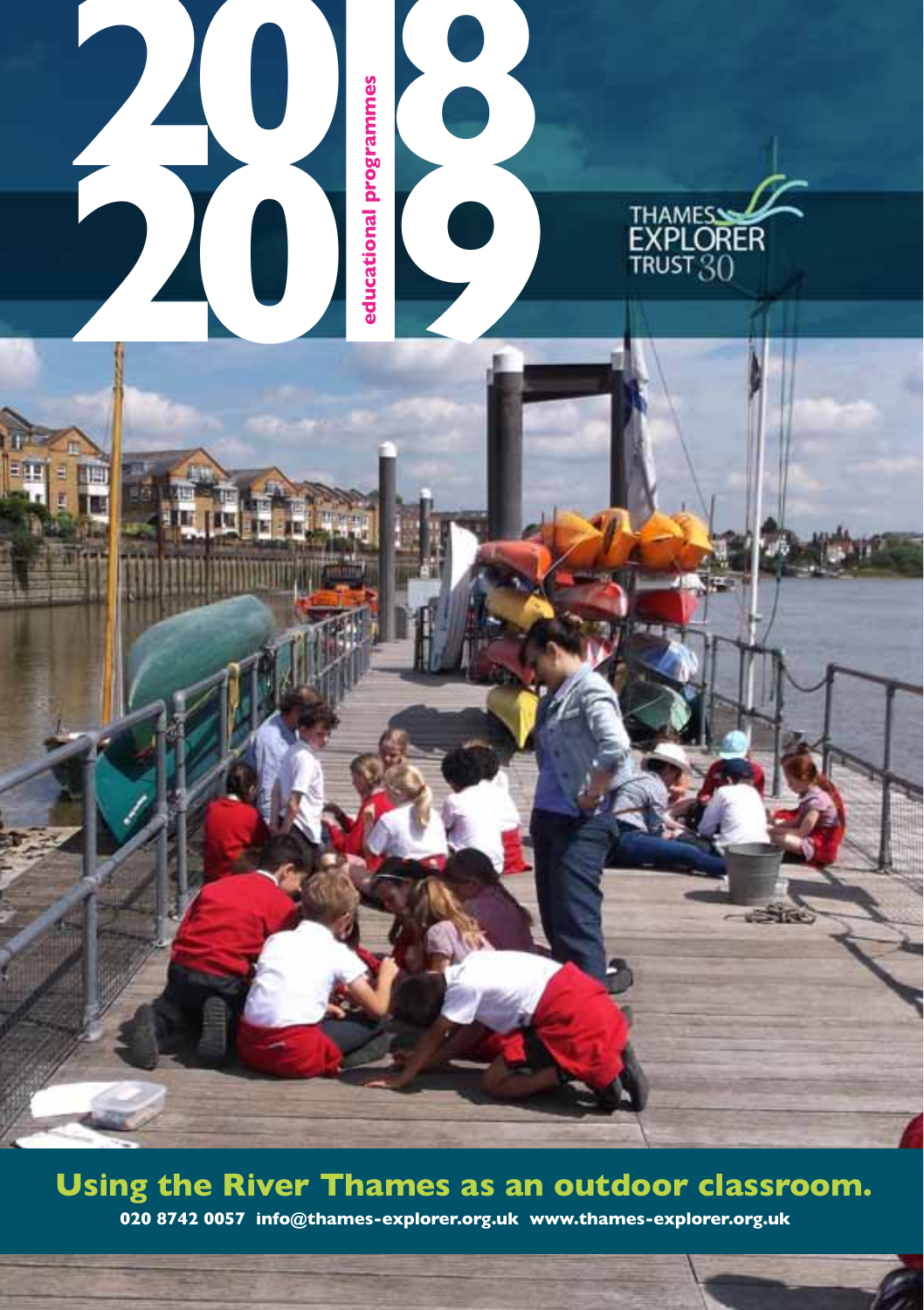# 2018 2019

**educational programmes**

THAMES EXPLORER TRUST 30

## Using the River Thames as an outdoor classroom.

**020 8742 0057 info@thames-explorer.org.uk www.thames-explorer.org.uk**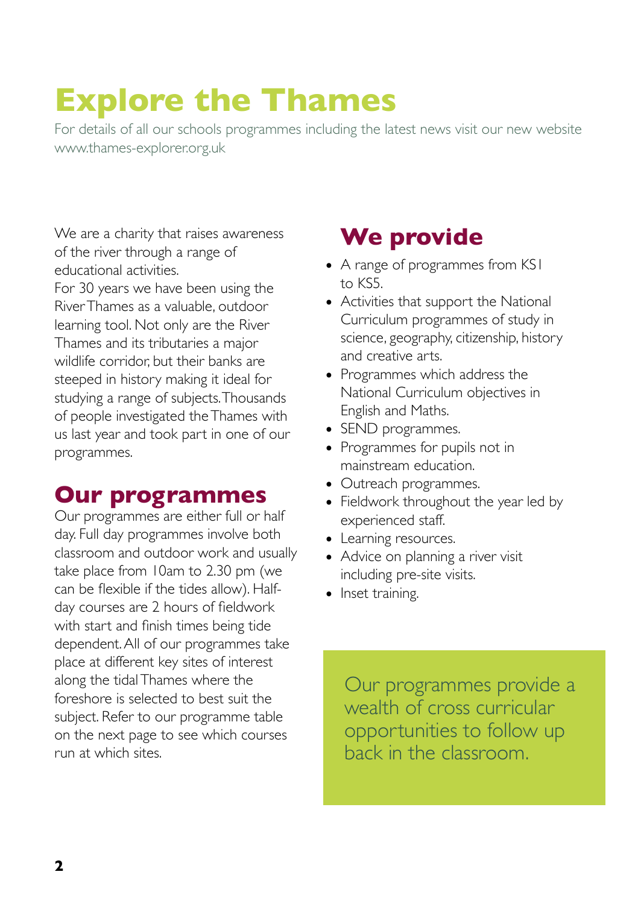# Explore the Thames

For details of all our schools programmes including the latest news visit our new website www.thames-explorer.org.uk

We are a charity that raises awareness of the river through a range of educational activities.
For 30 years we have been using the River Thames as a valuable, outdoor learning tool. Not only are the River Thames and its tributaries a major wildlife corridor, but their banks are steeped in history making it ideal for studying a range of subjects. Thousands of people investigated the Thames with us last year and took part in one of our programmes.

## Our programmes

Our programmes are either full or half day. Full day programmes involve both classroom and outdoor work and usually take place from 10am to 2.30 pm (we can be flexible if the tides allow). Half-day courses are 2 hours of fieldwork with start and finish times being tide dependent. All of our programmes take place at different key sites of interest along the tidal Thames where the foreshore is selected to best suit the subject. Refer to our programme table on the next page to see which courses run at which sites.

## We provide

- A range of programmes from KS1 to KS5.
- Activities that support the National Curriculum programmes of study in science, geography, citizenship, history and creative arts.
- Programmes which address the National Curriculum objectives in English and Maths.
- SEND programmes.
- Programmes for pupils not in mainstream education.
- Outreach programmes.
- Fieldwork throughout the year led by experienced staff.
- Learning resources.
- Advice on planning a river visit including pre-site visits.
- Inset training.

Our programmes provide a wealth of cross curricular opportunities to follow up back in the classroom.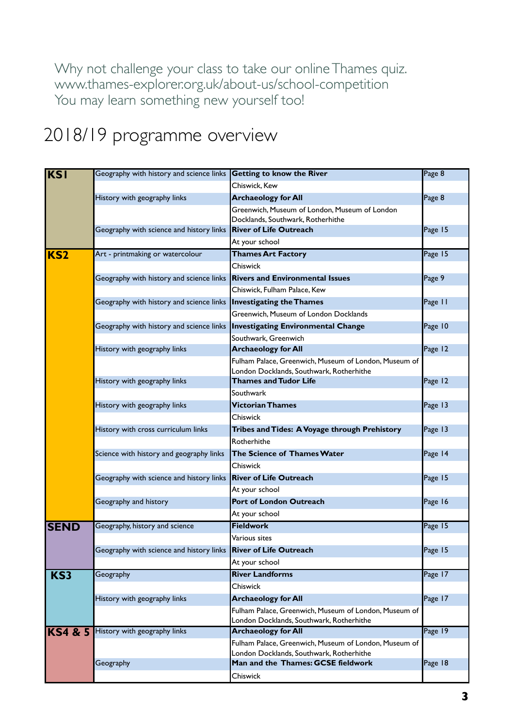Why not challenge your class to take our online Thames quiz.
www.thames-explorer.org.uk/about-us/school-competition
You may learn something new yourself too!

# 2018/19 programme overview

| Key Stage | Subject | Programme / Location | Page |
|---|---|---|---|
| KS1 | Geography with history and science links | **Getting to know the River** | Page 8 |
| | | Chiswick, Kew | |
| | History with geography links | **Archaeology for All** | Page 8 |
| | | Greenwich, Museum of London, Museum of London Docklands, Southwark, Rotherhithe | |
| | Geography with science and history links | **River of Life Outreach** | Page 15 |
| | | At your school | |
| KS2 | Art - printmaking or watercolour | **Thames Art Factory** | Page 15 |
| | | Chiswick | |
| | Geography with history and science links | **Rivers and Environmental Issues** | Page 9 |
| | | Chiswick, Fulham Palace, Kew | |
| | Geography with history and science links | **Investigating the Thames** | Page 11 |
| | | Greenwich, Museum of London Docklands | |
| | Geography with history and science links | **Investigating Environmental Change** | Page 10 |
| | | Southwark, Greenwich | |
| | History with geography links | **Archaeology for All** | Page 12 |
| | | Fulham Palace, Greenwich, Museum of London, Museum of London Docklands, Southwark, Rotherhithe | |
| | History with geography links | **Thames and Tudor Life** | Page 12 |
| | | Southwark | |
| | History with geography links | **Victorian Thames** | Page 13 |
| | | Chiswick | |
| | History with cross curriculum links | **Tribes and Tides: A Voyage through Prehistory** | Page 13 |
| | | Rotherhithe | |
| | Science with history and geography links | **The Science of Thames Water** | Page 14 |
| | | Chiswick | |
| | Geography with science and history links | **River of Life Outreach** | Page 15 |
| | | At your school | |
| | Geography and history | **Port of London Outreach** | Page 16 |
| | | At your school | |
| SEND | Geography, history and science | **Fieldwork** | Page 15 |
| | | Various sites | |
| | Geography with science and history links | **River of Life Outreach** | Page 15 |
| | | At your school | |
| KS3 | Geography | **River Landforms** | Page 17 |
| | | Chiswick | |
| | History with geography links | **Archaeology for All** | Page 17 |
| | | Fulham Palace, Greenwich, Museum of London, Museum of London Docklands, Southwark, Rotherhithe | |
| KS4 & 5 | History with geography links | **Archaeology for All** | Page 19 |
| | | Fulham Palace, Greenwich, Museum of London, Museum of London Docklands, Southwark, Rotherhithe | |
| | Geography | **Man and the Thames: GCSE fieldwork** | Page 18 |
| | | Chiswick | |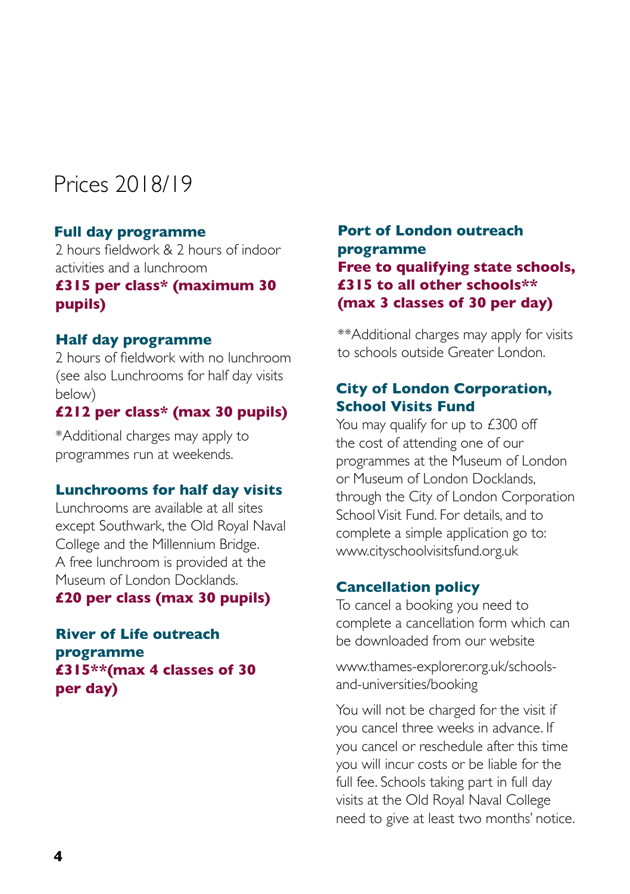# Prices 2018/19

### Full day programme

2 hours fieldwork & 2 hours of indoor activities and a lunchroom

**£315 per class* (maximum 30 pupils)**

### Half day programme

2 hours of fieldwork with no lunchroom (see also Lunchrooms for half day visits below)

**£212 per class* (max 30 pupils)**

*Additional charges may apply to programmes run at weekends.

### Lunchrooms for half day visits

Lunchrooms are available at all sites except Southwark, the Old Royal Naval College and the Millennium Bridge. A free lunchroom is provided at the Museum of London Docklands.

**£20 per class (max 30 pupils)**

### River of Life outreach programme

**£315**(max 4 classes of 30 per day)**

### Port of London outreach programme

**Free to qualifying state schools, £315 to all other schools** (max 3 classes of 30 per day)**

**Additional charges may apply for visits to schools outside Greater London.

### City of London Corporation, School Visits Fund

You may qualify for up to £300 off the cost of attending one of our programmes at the Museum of London or Museum of London Docklands, through the City of London Corporation School Visit Fund. For details, and to complete a simple application go to: www.cityschoolvisitsfund.org.uk

### Cancellation policy

To cancel a booking you need to complete a cancellation form which can be downloaded from our website

www.thames-explorer.org.uk/schools-and-universities/booking

You will not be charged for the visit if you cancel three weeks in advance. If you cancel or reschedule after this time you will incur costs or be liable for the full fee. Schools taking part in full day visits at the Old Royal Naval College need to give at least two months' notice.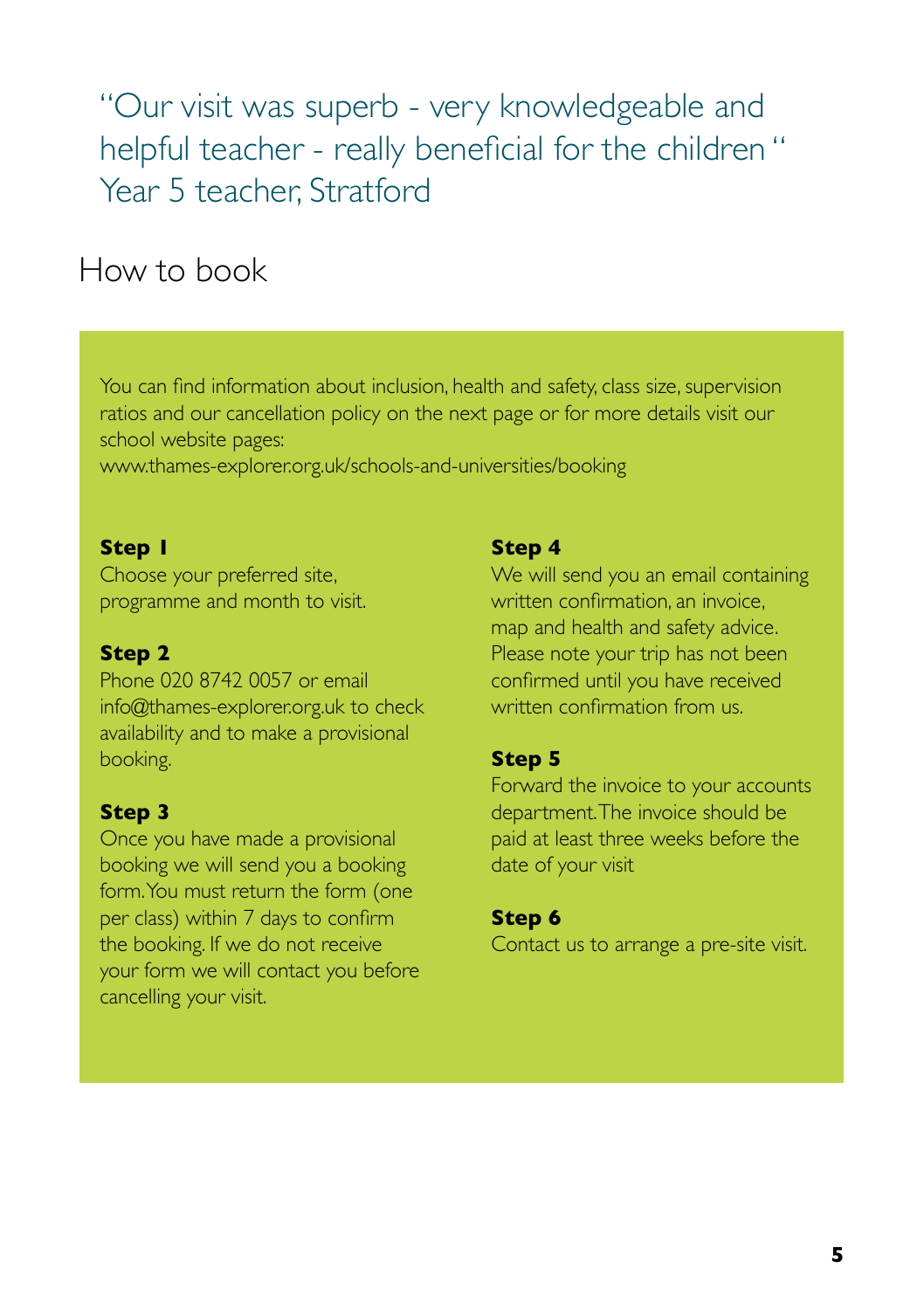"Our visit was superb - very knowledgeable and helpful teacher - really beneficial for the children "
Year 5 teacher, Stratford

## How to book

You can find information about inclusion, health and safety, class size, supervision ratios and our cancellation policy on the next page or for more details visit our school website pages:
www.thames-explorer.org.uk/schools-and-universities/booking

**Step 1**
Choose your preferred site, programme and month to visit.

**Step 2**
Phone 020 8742 0057 or email info@thames-explorer.org.uk to check availability and to make a provisional booking.

**Step 3**
Once you have made a provisional booking we will send you a booking form. You must return the form (one per class) within 7 days to confirm the booking. If we do not receive your form we will contact you before cancelling your visit.

**Step 4**
We will send you an email containing written confirmation, an invoice, map and health and safety advice. Please note your trip has not been confirmed until you have received written confirmation from us.

**Step 5**
Forward the invoice to your accounts department. The invoice should be paid at least three weeks before the date of your visit

**Step 6**
Contact us to arrange a pre-site visit.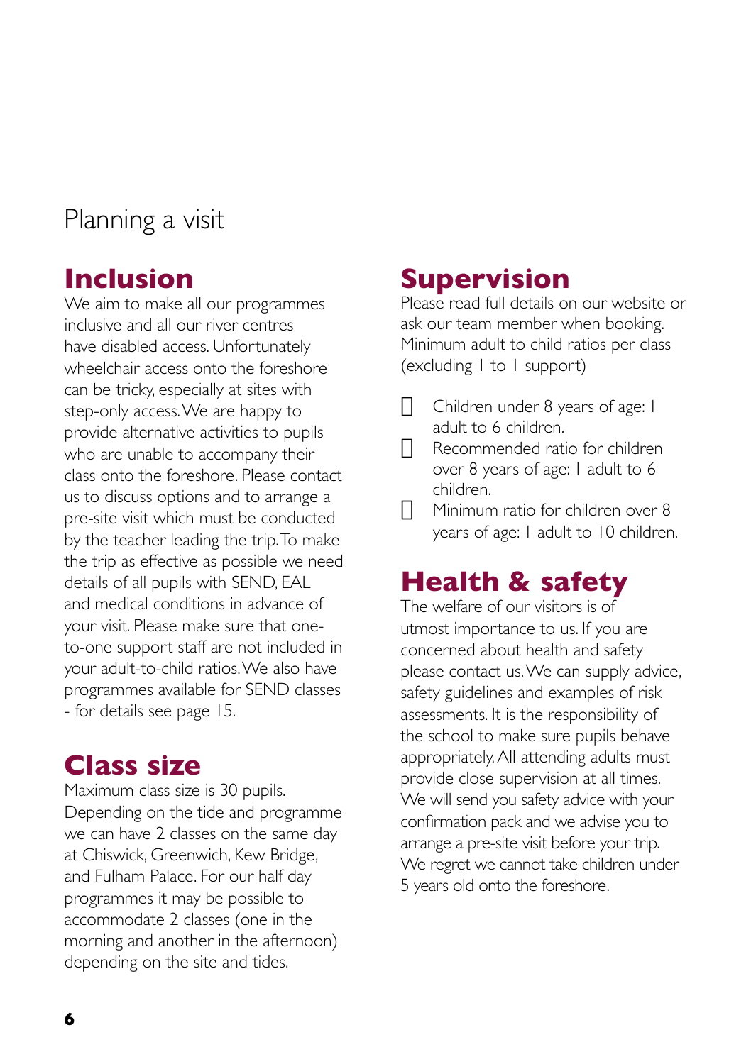# Planning a visit

## Inclusion

We aim to make all our programmes inclusive and all our river centres have disabled access. Unfortunately wheelchair access onto the foreshore can be tricky, especially at sites with step-only access. We are happy to provide alternative activities to pupils who are unable to accompany their class onto the foreshore. Please contact us to discuss options and to arrange a pre-site visit which must be conducted by the teacher leading the trip. To make the trip as effective as possible we need details of all pupils with SEND, EAL and medical conditions in advance of your visit. Please make sure that one-to-one support staff are not included in your adult-to-child ratios. We also have programmes available for SEND classes - for details see page 15.

## Class size

Maximum class size is 30 pupils. Depending on the tide and programme we can have 2 classes on the same day at Chiswick, Greenwich, Kew Bridge, and Fulham Palace. For our half day programmes it may be possible to accommodate 2 classes (one in the morning and another in the afternoon) depending on the site and tides.

## Supervision

Please read full details on our website or ask our team member when booking. Minimum adult to child ratios per class (excluding 1 to 1 support)

- Children under 8 years of age: 1 adult to 6 children.
- Recommended ratio for children over 8 years of age: 1 adult to 6 children.
- Minimum ratio for children over 8 years of age: 1 adult to 10 children.

## Health & safety

The welfare of our visitors is of utmost importance to us. If you are concerned about health and safety please contact us. We can supply advice, safety guidelines and examples of risk assessments. It is the responsibility of the school to make sure pupils behave appropriately. All attending adults must provide close supervision at all times. We will send you safety advice with your confirmation pack and we advise you to arrange a pre-site visit before your trip. We regret we cannot take children under 5 years old onto the foreshore.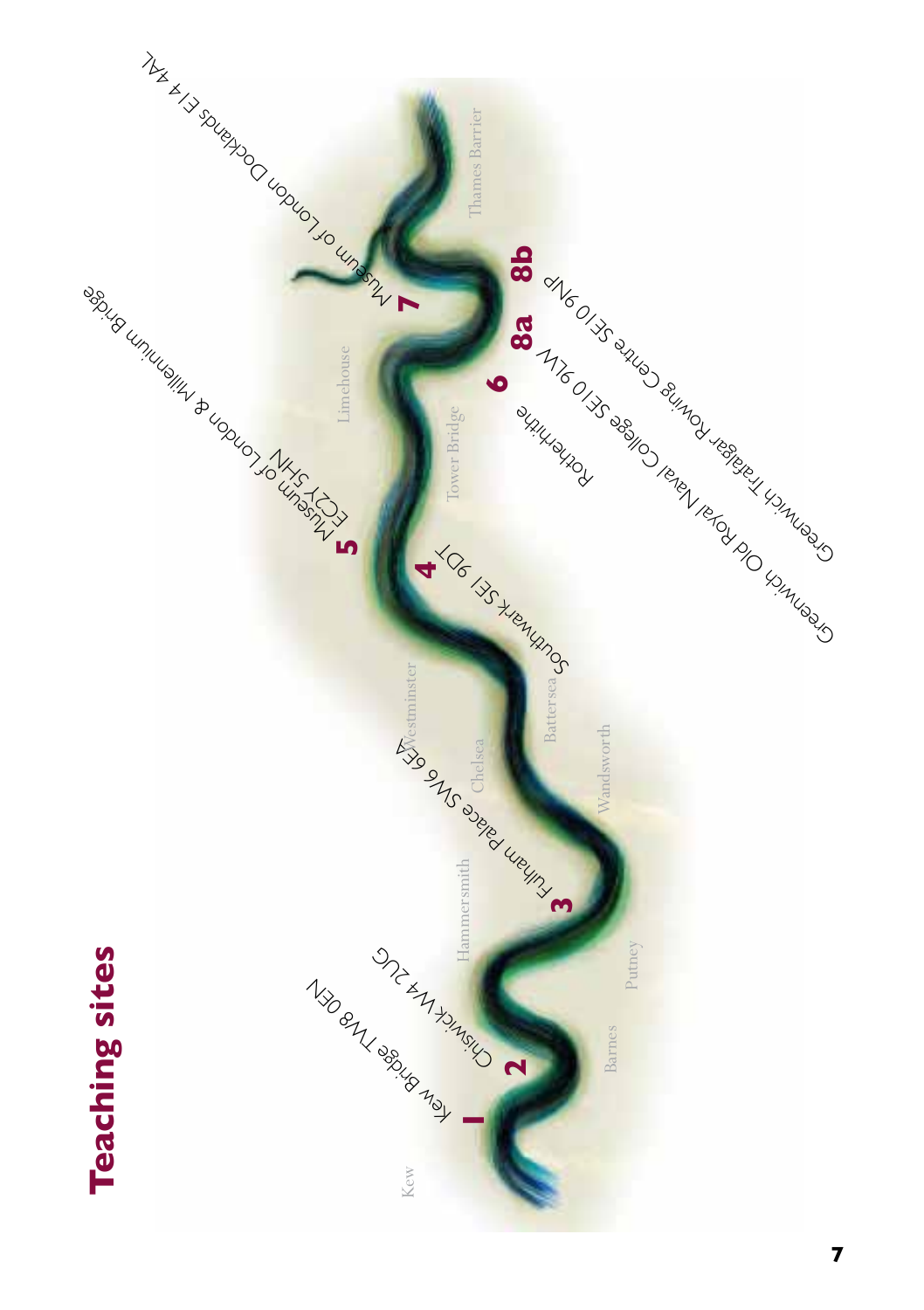# Teaching sites

1 Kew Bridge TW8 0EN

2 Chiswick W4 2UG

3 Fulham Palace SW6 6EA

4 Southwark SE1 9DT

5 Museum of London & Millennium Bridge EC2Y 5HN

6 Rotherhithe

7 Museum of London Docklands E14 4AL

8a Greenwich Old Royal Naval College SE10 9LW

8b Greenwich Trafalgar Rowing Centre SE10 9NP

Kew · Barnes · Putney · Hammersmith · Wandsworth · Chelsea · Battersea · Westminster · Tower Bridge · Limehouse · Thames Barrier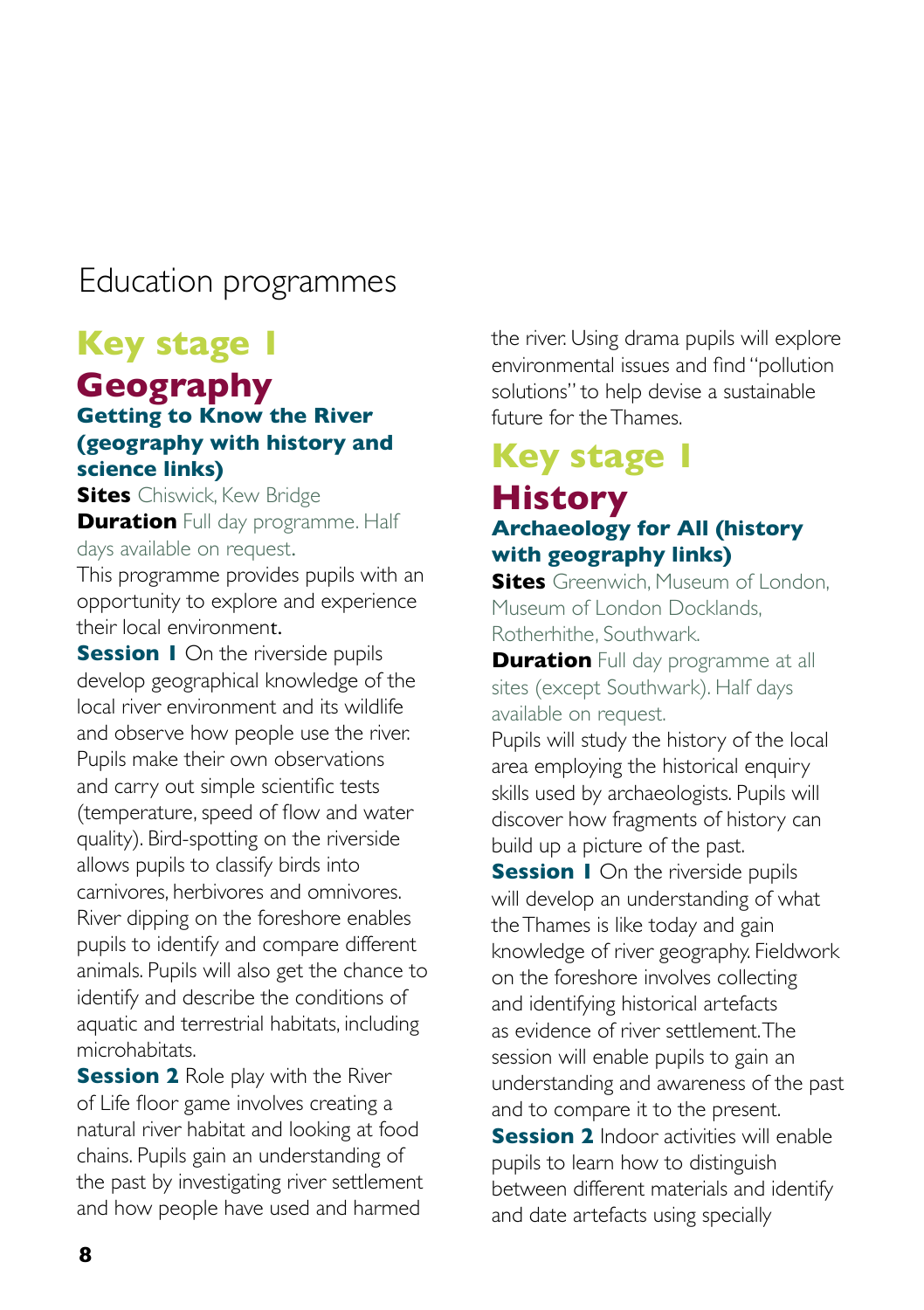# Education programmes

## Key stage 1

## Geography

### Getting to Know the River (geography with history and science links)

**Sites** Chiswick, Kew Bridge

**Duration** Full day programme. Half days available on request.

This programme provides pupils with an opportunity to explore and experience their local environment.

**Session 1** On the riverside pupils develop geographical knowledge of the local river environment and its wildlife and observe how people use the river. Pupils make their own observations and carry out simple scientific tests (temperature, speed of flow and water quality). Bird-spotting on the riverside allows pupils to classify birds into carnivores, herbivores and omnivores. River dipping on the foreshore enables pupils to identify and compare different animals. Pupils will also get the chance to identify and describe the conditions of aquatic and terrestrial habitats, including microhabitats.

**Session 2** Role play with the River of Life floor game involves creating a natural river habitat and looking at food chains. Pupils gain an understanding of the past by investigating river settlement and how people have used and harmed the river. Using drama pupils will explore environmental issues and find "pollution solutions" to help devise a sustainable future for the Thames.

## Key stage 1

## History

### Archaeology for All (history with geography links)

**Sites** Greenwich, Museum of London, Museum of London Docklands, Rotherhithe, Southwark.

**Duration** Full day programme at all sites (except Southwark). Half days available on request.

Pupils will study the history of the local area employing the historical enquiry skills used by archaeologists. Pupils will discover how fragments of history can build up a picture of the past.

**Session 1** On the riverside pupils will develop an understanding of what the Thames is like today and gain knowledge of river geography. Fieldwork on the foreshore involves collecting and identifying historical artefacts as evidence of river settlement. The session will enable pupils to gain an understanding and awareness of the past and to compare it to the present.

**Session 2** Indoor activities will enable pupils to learn how to distinguish between different materials and identify and date artefacts using specially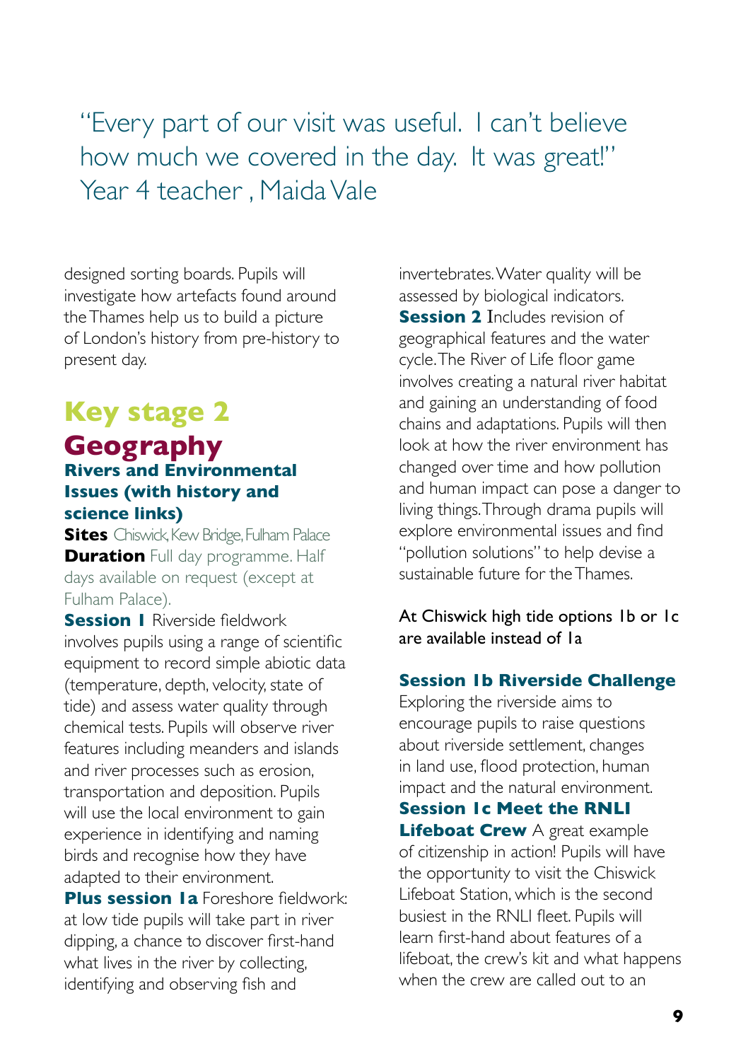"Every part of our visit was useful. I can't believe how much we covered in the day. It was great!" Year 4 teacher , Maida Vale

designed sorting boards. Pupils will investigate how artefacts found around the Thames help us to build a picture of London's history from pre-history to present day.

## Key stage 2

## Geography

### Rivers and Environmental Issues (with history and science links)

**Sites** Chiswick, Kew Bridge, Fulham Palace

**Duration** Full day programme. Half days available on request (except at Fulham Palace).

**Session 1** Riverside fieldwork involves pupils using a range of scientific equipment to record simple abiotic data (temperature, depth, velocity, state of tide) and assess water quality through chemical tests. Pupils will observe river features including meanders and islands and river processes such as erosion, transportation and deposition. Pupils will use the local environment to gain experience in identifying and naming birds and recognise how they have adapted to their environment.

**Plus session 1a** Foreshore fieldwork: at low tide pupils will take part in river dipping, a chance to discover first-hand what lives in the river by collecting, identifying and observing fish and invertebrates. Water quality will be assessed by biological indicators.

**Session 2** Includes revision of geographical features and the water cycle. The River of Life floor game involves creating a natural river habitat and gaining an understanding of food chains and adaptations. Pupils will then look at how the river environment has changed over time and how pollution and human impact can pose a danger to living things. Through drama pupils will explore environmental issues and find "pollution solutions" to help devise a sustainable future for the Thames.

At Chiswick high tide options 1b or 1c are available instead of 1a

**Session 1b Riverside Challenge**
Exploring the riverside aims to encourage pupils to raise questions about riverside settlement, changes in land use, flood protection, human impact and the natural environment.

**Session 1c Meet the RNLI Lifeboat Crew** A great example of citizenship in action! Pupils will have the opportunity to visit the Chiswick Lifeboat Station, which is the second busiest in the RNLI fleet. Pupils will learn first-hand about features of a lifeboat, the crew's kit and what happens when the crew are called out to an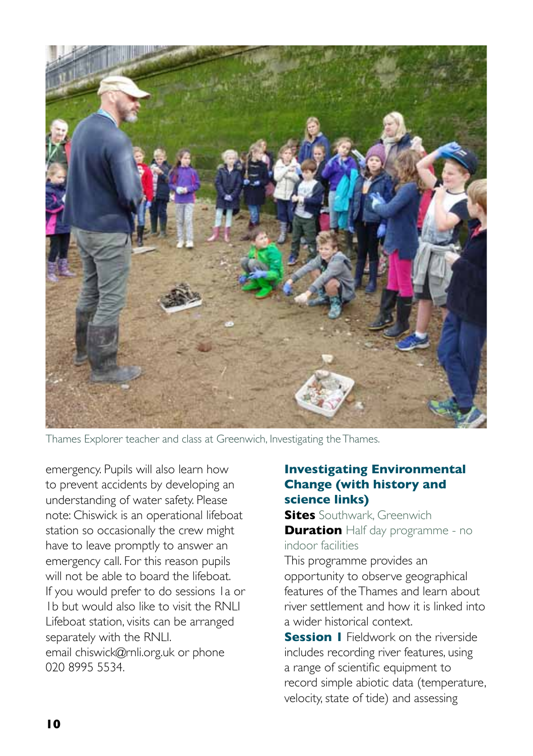Thames Explorer teacher and class at Greenwich, Investigating the Thames.

emergency. Pupils will also learn how to prevent accidents by developing an understanding of water safety. Please note: Chiswick is an operational lifeboat station so occasionally the crew might have to leave promptly to answer an emergency call. For this reason pupils will not be able to board the lifeboat. If you would prefer to do sessions 1a or 1b but would also like to visit the RNLI Lifeboat station, visits can be arranged separately with the RNLI.
email chiswick@rnli.org.uk or phone 020 8995 5534.

### Investigating Environmental Change (with history and science links)

**Sites** Southwark, Greenwich
**Duration** Half day programme - no indoor facilities

This programme provides an opportunity to observe geographical features of the Thames and learn about river settlement and how it is linked into a wider historical context.

**Session 1** Fieldwork on the riverside includes recording river features, using a range of scientific equipment to record simple abiotic data (temperature, velocity, state of tide) and assessing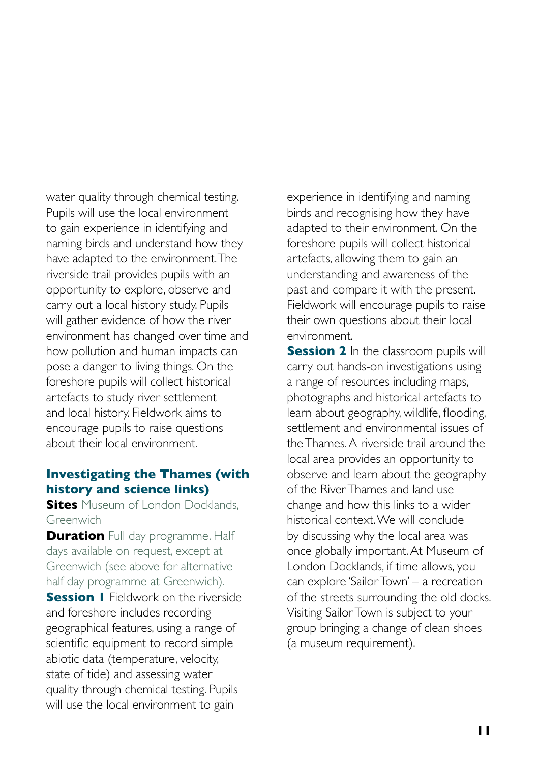water quality through chemical testing. Pupils will use the local environment to gain experience in identifying and naming birds and understand how they have adapted to the environment. The riverside trail provides pupils with an opportunity to explore, observe and carry out a local history study. Pupils will gather evidence of how the river environment has changed over time and how pollution and human impacts can pose a danger to living things. On the foreshore pupils will collect historical artefacts to study river settlement and local history. Fieldwork aims to encourage pupils to raise questions about their local environment.

### Investigating the Thames (with history and science links)

**Sites** Museum of London Docklands, Greenwich

**Duration** Full day programme. Half days available on request, except at Greenwich (see above for alternative half day programme at Greenwich).

**Session 1** Fieldwork on the riverside and foreshore includes recording geographical features, using a range of scientific equipment to record simple abiotic data (temperature, velocity, state of tide) and assessing water quality through chemical testing. Pupils will use the local environment to gain experience in identifying and naming birds and recognising how they have adapted to their environment. On the foreshore pupils will collect historical artefacts, allowing them to gain an understanding and awareness of the past and compare it with the present. Fieldwork will encourage pupils to raise their own questions about their local environment.

**Session 2** In the classroom pupils will carry out hands-on investigations using a range of resources including maps, photographs and historical artefacts to learn about geography, wildlife, flooding, settlement and environmental issues of the Thames. A riverside trail around the local area provides an opportunity to observe and learn about the geography of the River Thames and land use change and how this links to a wider historical context. We will conclude by discussing why the local area was once globally important. At Museum of London Docklands, if time allows, you can explore 'Sailor Town' – a recreation of the streets surrounding the old docks. Visiting Sailor Town is subject to your group bringing a change of clean shoes (a museum requirement).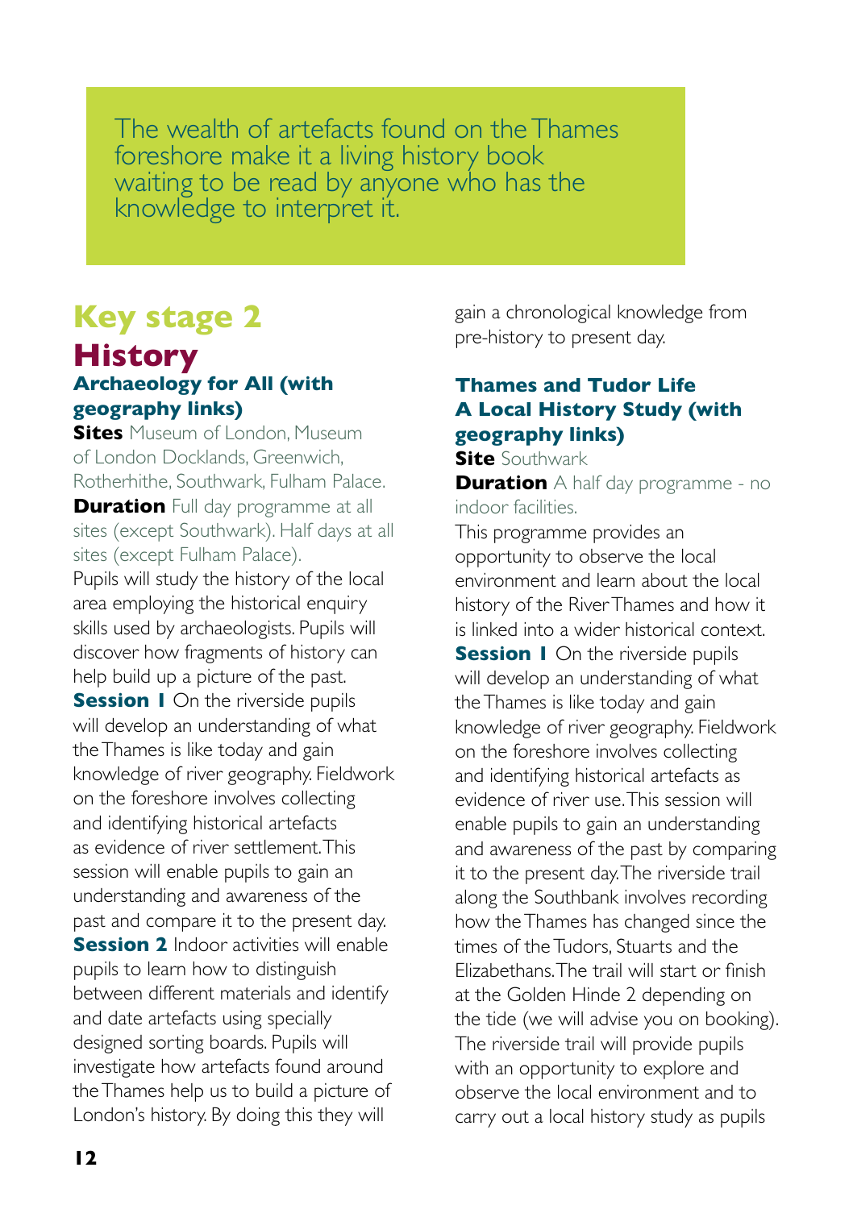The wealth of artefacts found on the Thames foreshore make it a living history book waiting to be read by anyone who has the knowledge to interpret it.

# Key stage 2

## History

### Archaeology for All (with geography links)

**Sites** Museum of London, Museum of London Docklands, Greenwich, Rotherhithe, Southwark, Fulham Palace.

**Duration** Full day programme at all sites (except Southwark). Half days at all sites (except Fulham Palace).

Pupils will study the history of the local area employing the historical enquiry skills used by archaeologists. Pupils will discover how fragments of history can help build up a picture of the past.

**Session 1** On the riverside pupils will develop an understanding of what the Thames is like today and gain knowledge of river geography. Fieldwork on the foreshore involves collecting and identifying historical artefacts as evidence of river settlement. This session will enable pupils to gain an understanding and awareness of the past and compare it to the present day.

**Session 2** Indoor activities will enable pupils to learn how to distinguish between different materials and identify and date artefacts using specially designed sorting boards. Pupils will investigate how artefacts found around the Thames help us to build a picture of London's history. By doing this they will gain a chronological knowledge from pre-history to present day.

### Thames and Tudor Life A Local History Study (with geography links)

**Site** Southwark

**Duration** A half day programme - no indoor facilities.

This programme provides an opportunity to observe the local environment and learn about the local history of the River Thames and how it is linked into a wider historical context.

**Session 1** On the riverside pupils will develop an understanding of what the Thames is like today and gain knowledge of river geography. Fieldwork on the foreshore involves collecting and identifying historical artefacts as evidence of river use. This session will enable pupils to gain an understanding and awareness of the past by comparing it to the present day. The riverside trail along the Southbank involves recording how the Thames has changed since the times of the Tudors, Stuarts and the Elizabethans. The trail will start or finish at the Golden Hinde 2 depending on the tide (we will advise you on booking). The riverside trail will provide pupils with an opportunity to explore and observe the local environment and to carry out a local history study as pupils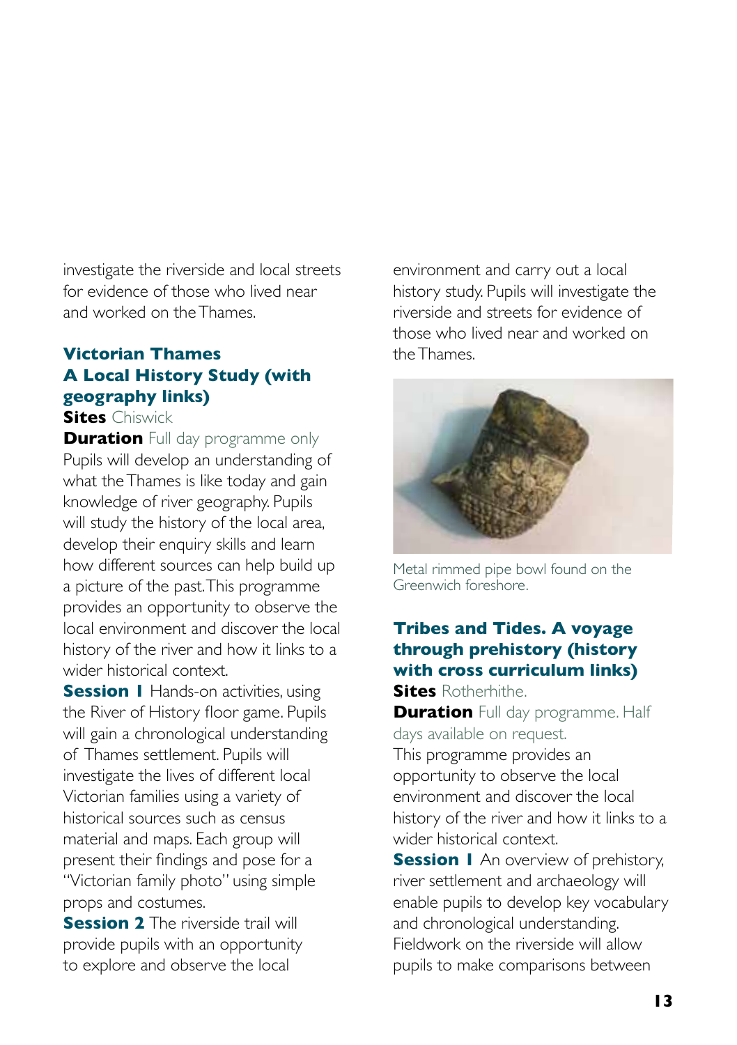investigate the riverside and local streets for evidence of those who lived near and worked on the Thames.

### Victorian Thames A Local History Study (with geography links)

**Sites** Chiswick

**Duration** Full day programme only

Pupils will develop an understanding of what the Thames is like today and gain knowledge of river geography. Pupils will study the history of the local area, develop their enquiry skills and learn how different sources can help build up a picture of the past. This programme provides an opportunity to observe the local environment and discover the local history of the river and how it links to a wider historical context.

**Session 1** Hands-on activities, using the River of History floor game. Pupils will gain a chronological understanding of Thames settlement. Pupils will investigate the lives of different local Victorian families using a variety of historical sources such as census material and maps. Each group will present their findings and pose for a "Victorian family photo" using simple props and costumes.

**Session 2** The riverside trail will provide pupils with an opportunity to explore and observe the local environment and carry out a local history study. Pupils will investigate the riverside and streets for evidence of those who lived near and worked on the Thames.

Metal rimmed pipe bowl found on the Greenwich foreshore.

### Tribes and Tides. A voyage through prehistory (history with cross curriculum links)

**Sites** Rotherhithe.

**Duration** Full day programme. Half days available on request.

This programme provides an opportunity to observe the local environment and discover the local history of the river and how it links to a wider historical context.

**Session 1** An overview of prehistory, river settlement and archaeology will enable pupils to develop key vocabulary and chronological understanding. Fieldwork on the riverside will allow pupils to make comparisons between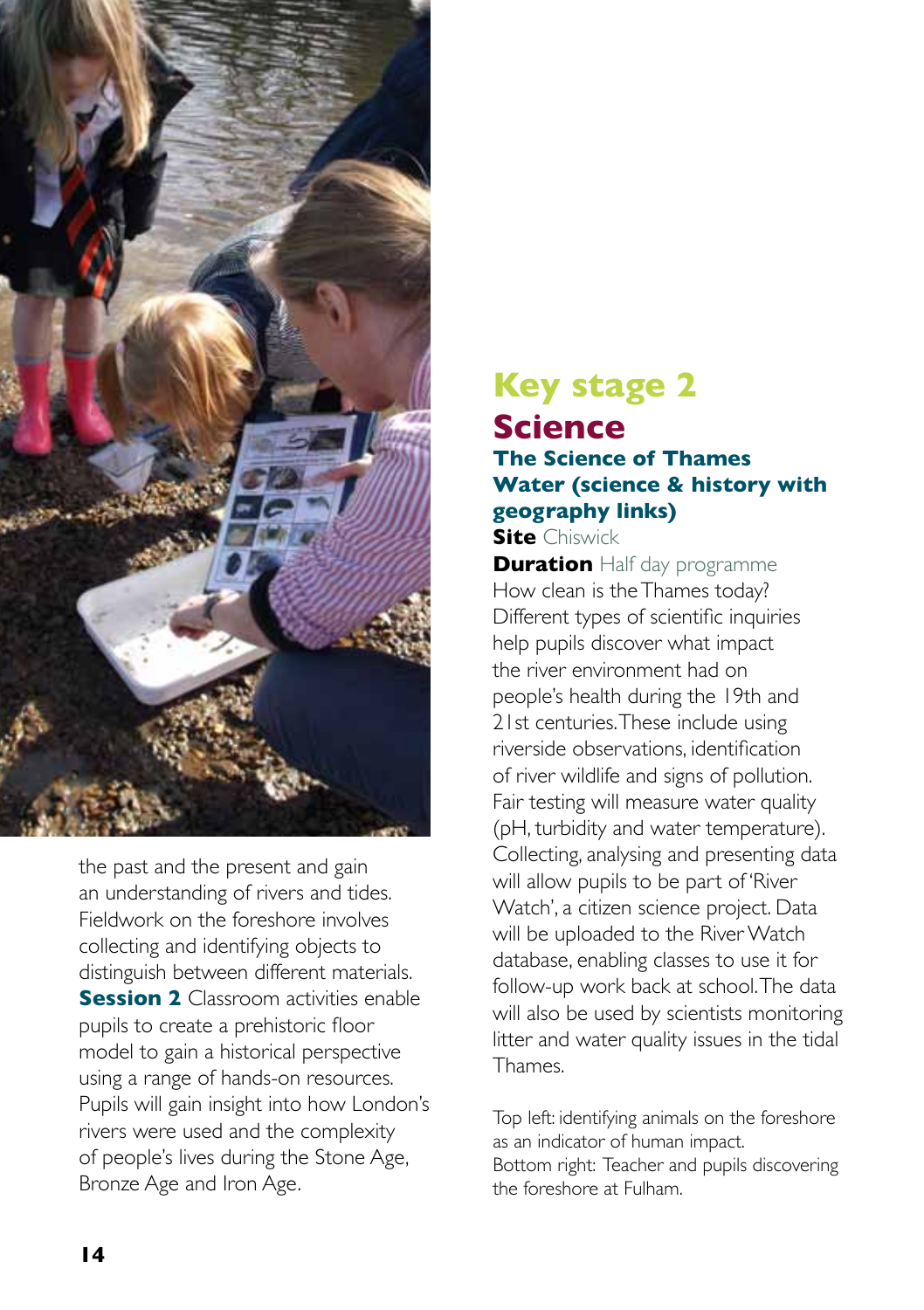the past and the present and gain an understanding of rivers and tides. Fieldwork on the foreshore involves collecting and identifying objects to distinguish between different materials.

**Session 2** Classroom activities enable pupils to create a prehistoric floor model to gain a historical perspective using a range of hands-on resources. Pupils will gain insight into how London's rivers were used and the complexity of people's lives during the Stone Age, Bronze Age and Iron Age.

# Key stage 2

## Science

### The Science of Thames Water (science & history with geography links)

**Site** Chiswick

**Duration** Half day programme

How clean is the Thames today? Different types of scientific inquiries help pupils discover what impact the river environment had on people's health during the 19th and 21st centuries. These include using riverside observations, identification of river wildlife and signs of pollution. Fair testing will measure water quality (pH, turbidity and water temperature). Collecting, analysing and presenting data will allow pupils to be part of 'River Watch', a citizen science project. Data will be uploaded to the River Watch database, enabling classes to use it for follow-up work back at school. The data will also be used by scientists monitoring litter and water quality issues in the tidal Thames.

Top left: identifying animals on the foreshore as an indicator of human impact.
Bottom right: Teacher and pupils discovering the foreshore at Fulham.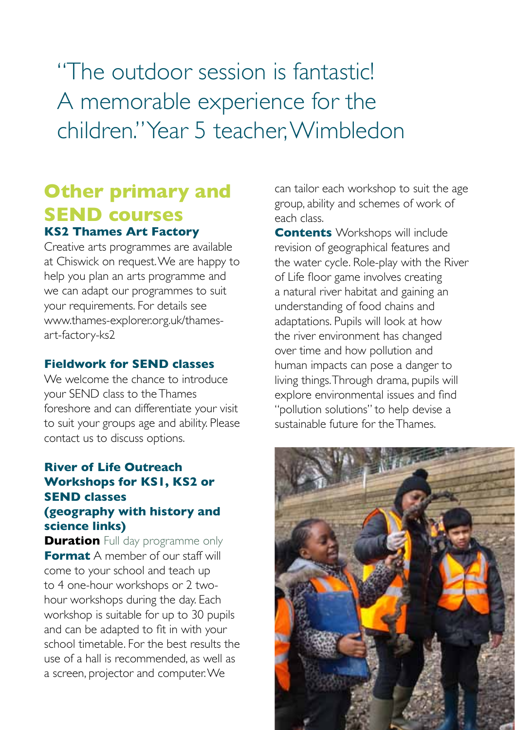"The outdoor session is fantastic! A memorable experience for the children." Year 5 teacher, Wimbledon

## Other primary and SEND courses

### KS2 Thames Art Factory

Creative arts programmes are available at Chiswick on request. We are happy to help you plan an arts programme and we can adapt our programmes to suit your requirements. For details see www.thames-explorer.org.uk/thames-art-factory-ks2

### Fieldwork for SEND classes

We welcome the chance to introduce your SEND class to the Thames foreshore and can differentiate your visit to suit your groups age and ability. Please contact us to discuss options.

### River of Life Outreach Workshops for KS1, KS2 or SEND classes (geography with history and science links)

**Duration** Full day programme only

**Format** A member of our staff will come to your school and teach up to 4 one-hour workshops or 2 two-hour workshops during the day. Each workshop is suitable for up to 30 pupils and can be adapted to fit in with your school timetable. For the best results the use of a hall is recommended, as well as a screen, projector and computer. We can tailor each workshop to suit the age group, ability and schemes of work of each class.

**Contents** Workshops will include revision of geographical features and the water cycle. Role-play with the River of Life floor game involves creating a natural river habitat and gaining an understanding of food chains and adaptations. Pupils will look at how the river environment has changed over time and how pollution and human impacts can pose a danger to living things. Through drama, pupils will explore environmental issues and find "pollution solutions" to help devise a sustainable future for the Thames.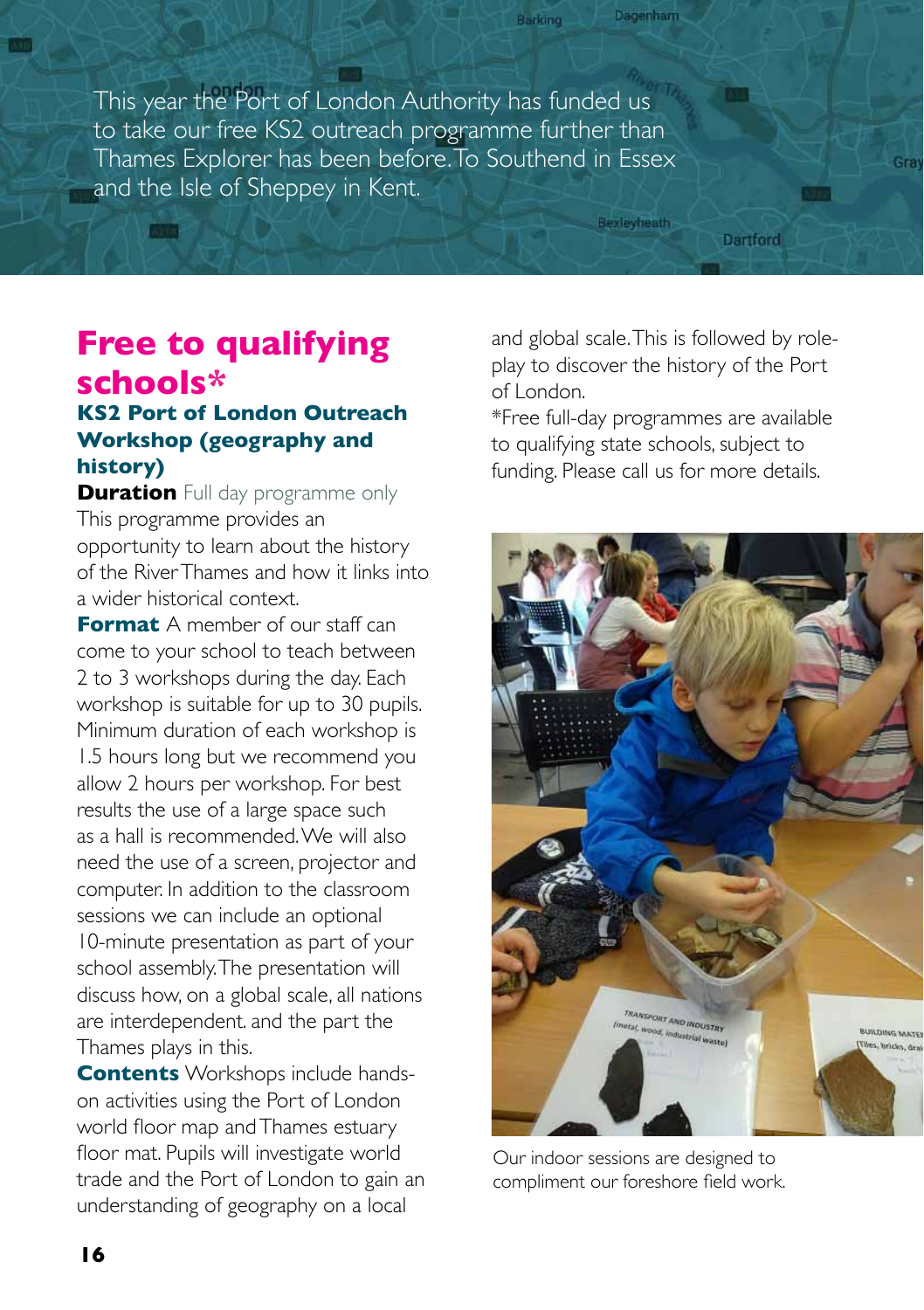This year the Port of London Authority has funded us to take our free KS2 outreach programme further than Thames Explorer has been before. To Southend in Essex and the Isle of Sheppey in Kent.

# Free to qualifying schools*

## KS2 Port of London Outreach Workshop (geography and history)

**Duration** Full day programme only

This programme provides an opportunity to learn about the history of the River Thames and how it links into a wider historical context.

**Format** A member of our staff can come to your school to teach between 2 to 3 workshops during the day. Each workshop is suitable for up to 30 pupils. Minimum duration of each workshop is 1.5 hours long but we recommend you allow 2 hours per workshop. For best results the use of a large space such as a hall is recommended. We will also need the use of a screen, projector and computer. In addition to the classroom sessions we can include an optional 10-minute presentation as part of your school assembly. The presentation will discuss how, on a global scale, all nations are interdependent. and the part the Thames plays in this.

**Contents** Workshops include hands-on activities using the Port of London world floor map and Thames estuary floor mat. Pupils will investigate world trade and the Port of London to gain an understanding of geography on a local and global scale. This is followed by role-play to discover the history of the Port of London.

*Free full-day programmes are available to qualifying state schools, subject to funding. Please call us for more details.

Our indoor sessions are designed to compliment our foreshore field work.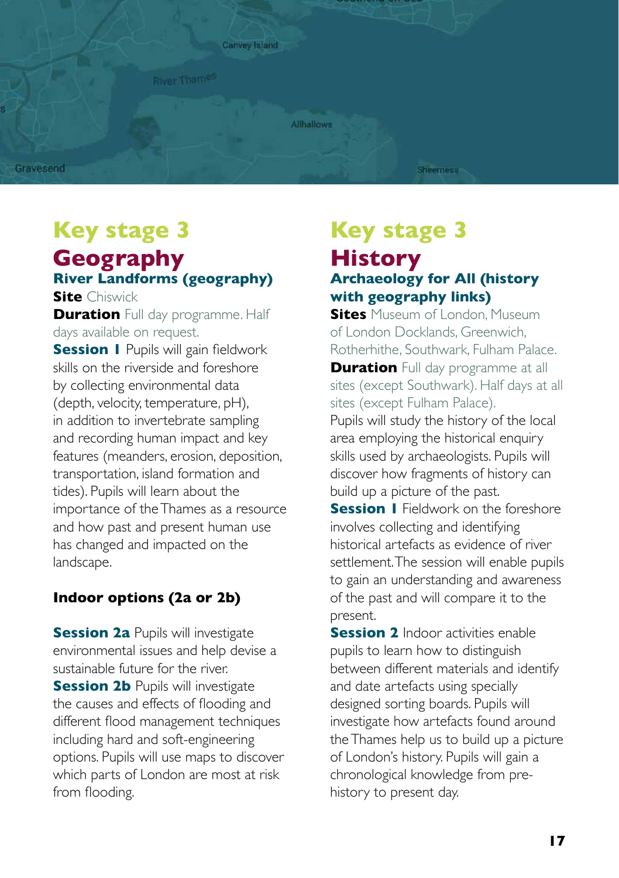# Key stage 3

## Geography

### River Landforms (geography)

**Site** Chiswick

**Duration** Full day programme. Half days available on request.

**Session 1** Pupils will gain fieldwork skills on the riverside and foreshore by collecting environmental data (depth, velocity, temperature, pH), in addition to invertebrate sampling and recording human impact and key features (meanders, erosion, deposition, transportation, island formation and tides). Pupils will learn about the importance of the Thames as a resource and how past and present human use has changed and impacted on the landscape.

**Indoor options (2a or 2b)**

**Session 2a** Pupils will investigate environmental issues and help devise a sustainable future for the river.

**Session 2b** Pupils will investigate the causes and effects of flooding and different flood management techniques including hard and soft-engineering options. Pupils will use maps to discover which parts of London are most at risk from flooding.

# Key stage 3

## History

### Archaeology for All (history with geography links)

**Sites** Museum of London, Museum of London Docklands, Greenwich, Rotherhithe, Southwark, Fulham Palace.

**Duration** Full day programme at all sites (except Southwark). Half days at all sites (except Fulham Palace).

Pupils will study the history of the local area employing the historical enquiry skills used by archaeologists. Pupils will discover how fragments of history can build up a picture of the past.

**Session 1** Fieldwork on the foreshore involves collecting and identifying historical artefacts as evidence of river settlement. The session will enable pupils to gain an understanding and awareness of the past and will compare it to the present.

**Session 2** Indoor activities enable pupils to learn how to distinguish between different materials and identify and date artefacts using specially designed sorting boards. Pupils will investigate how artefacts found around the Thames help us to build up a picture of London's history. Pupils will gain a chronological knowledge from pre-history to present day.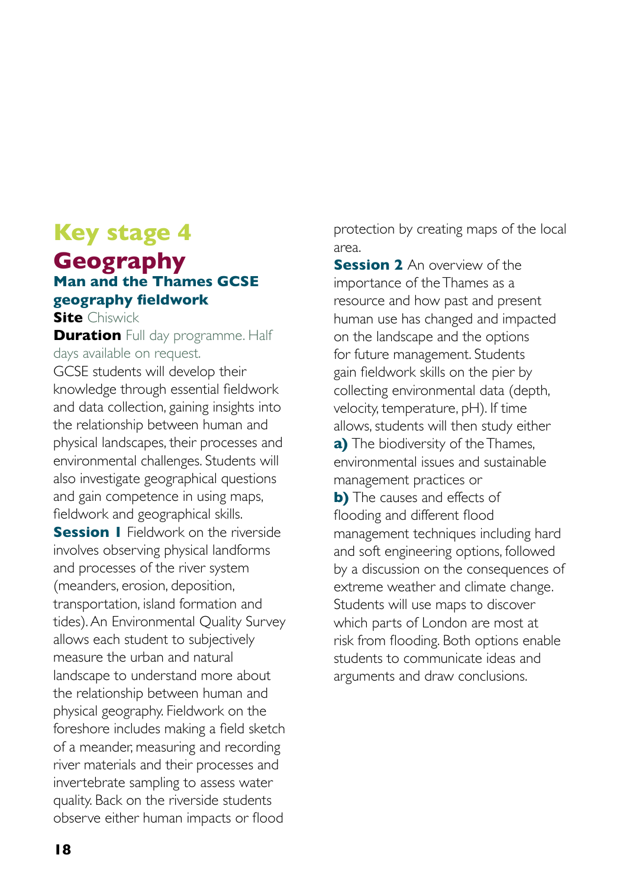# Key stage 4

# Geography

### Man and the Thames GCSE geography fieldwork

**Site** Chiswick

**Duration** Full day programme. Half days available on request.

GCSE students will develop their knowledge through essential fieldwork and data collection, gaining insights into the relationship between human and physical landscapes, their processes and environmental challenges. Students will also investigate geographical questions and gain competence in using maps, fieldwork and geographical skills.

**Session 1** Fieldwork on the riverside involves observing physical landforms and processes of the river system (meanders, erosion, deposition, transportation, island formation and tides). An Environmental Quality Survey allows each student to subjectively measure the urban and natural landscape to understand more about the relationship between human and physical geography. Fieldwork on the foreshore includes making a field sketch of a meander, measuring and recording river materials and their processes and invertebrate sampling to assess water quality. Back on the riverside students observe either human impacts or flood protection by creating maps of the local area.

**Session 2** An overview of the importance of the Thames as a resource and how past and present human use has changed and impacted on the landscape and the options for future management. Students gain fieldwork skills on the pier by collecting environmental data (depth, velocity, temperature, pH). If time allows, students will then study either

**a)** The biodiversity of the Thames, environmental issues and sustainable management practices or

**b)** The causes and effects of flooding and different flood management techniques including hard and soft engineering options, followed by a discussion on the consequences of extreme weather and climate change. Students will use maps to discover which parts of London are most at risk from flooding. Both options enable students to communicate ideas and arguments and draw conclusions.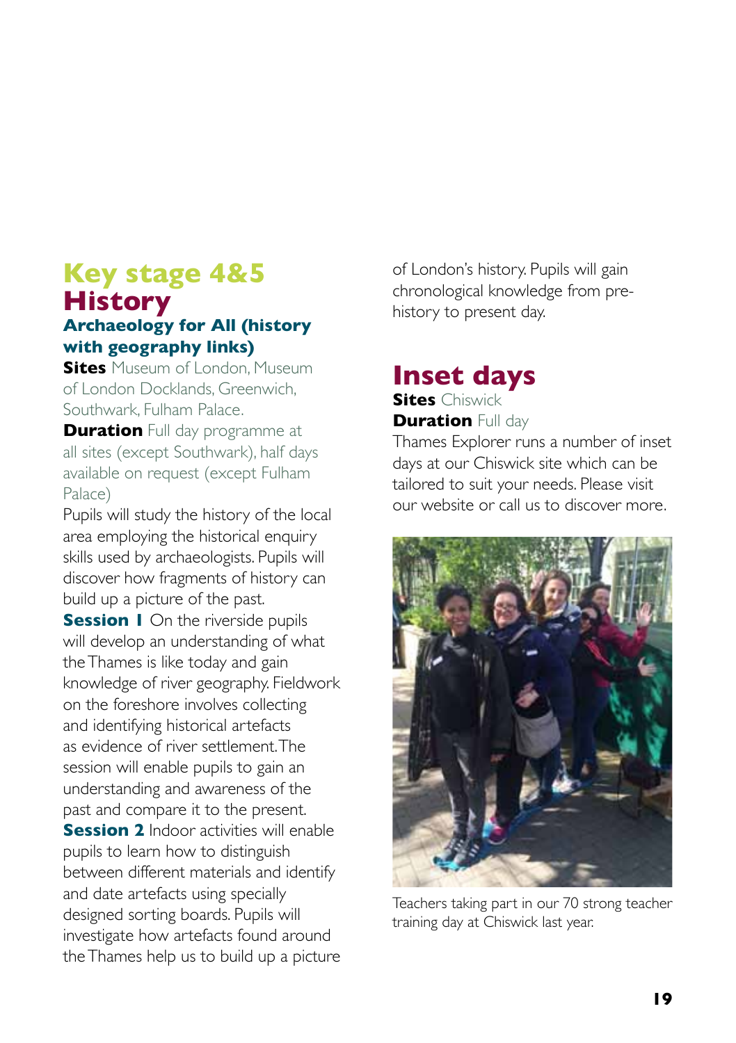# Key stage 4&5

## History

### Archaeology for All (history with geography links)

**Sites** Museum of London, Museum of London Docklands, Greenwich, Southwark, Fulham Palace.

**Duration** Full day programme at all sites (except Southwark), half days available on request (except Fulham Palace)

Pupils will study the history of the local area employing the historical enquiry skills used by archaeologists. Pupils will discover how fragments of history can build up a picture of the past.

**Session 1** On the riverside pupils will develop an understanding of what the Thames is like today and gain knowledge of river geography. Fieldwork on the foreshore involves collecting and identifying historical artefacts as evidence of river settlement. The session will enable pupils to gain an understanding and awareness of the past and compare it to the present.

**Session 2** Indoor activities will enable pupils to learn how to distinguish between different materials and identify and date artefacts using specially designed sorting boards. Pupils will investigate how artefacts found around the Thames help us to build up a picture of London's history. Pupils will gain chronological knowledge from pre-history to present day.

## Inset days

**Sites** Chiswick

**Duration** Full day

Thames Explorer runs a number of inset days at our Chiswick site which can be tailored to suit your needs. Please visit our website or call us to discover more.

Teachers taking part in our 70 strong teacher training day at Chiswick last year.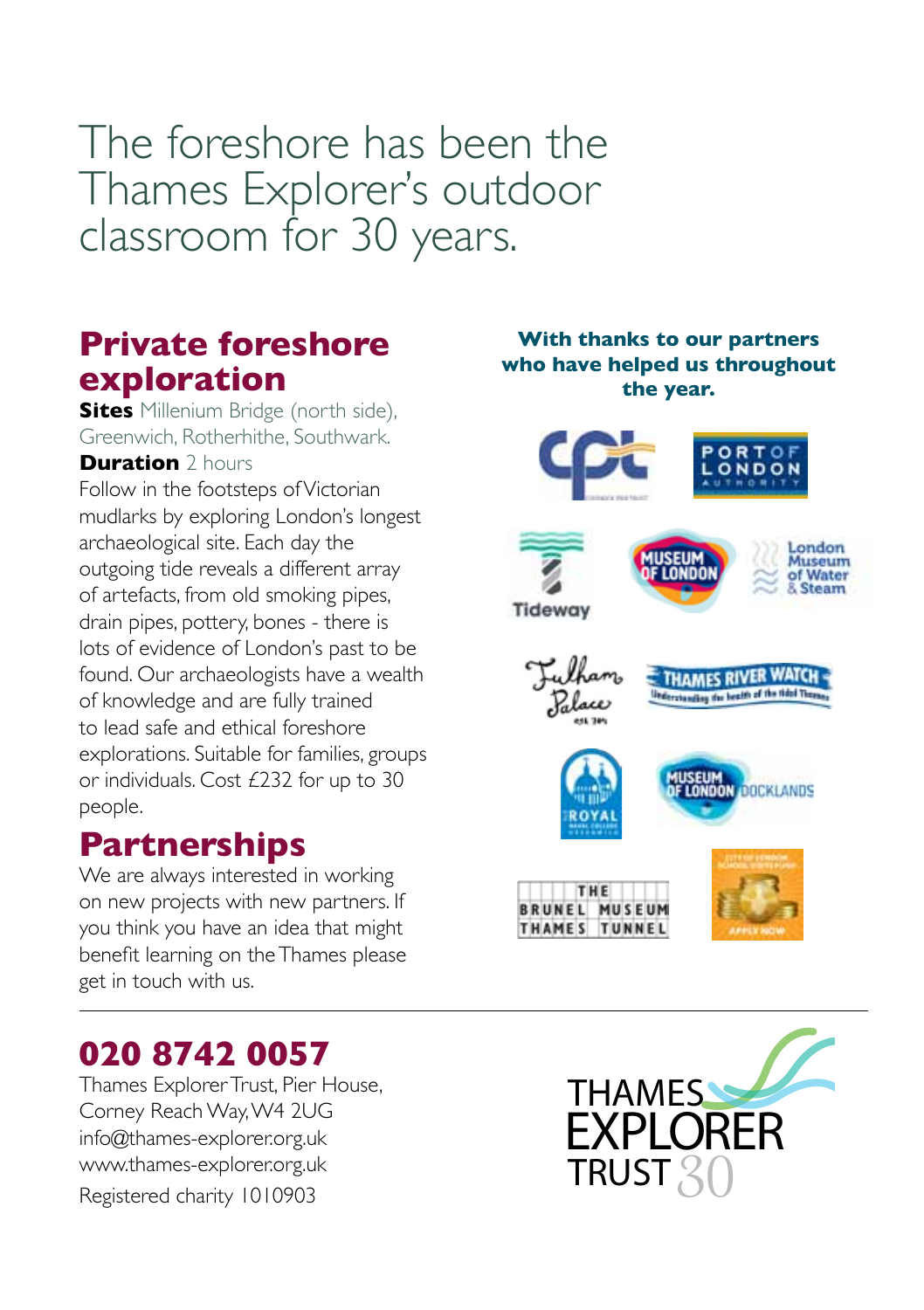# The foreshore has been the Thames Explorer's outdoor classroom for 30 years.

## Private foreshore exploration

**Sites** Millenium Bridge (north side), Greenwich, Rotherhithe, Southwark.

**Duration** 2 hours

Follow in the footsteps of Victorian mudlarks by exploring London's longest archaeological site. Each day the outgoing tide reveals a different array of artefacts, from old smoking pipes, drain pipes, pottery, bones - there is lots of evidence of London's past to be found. Our archaeologists have a wealth of knowledge and are fully trained to lead safe and ethical foreshore explorations. Suitable for families, groups or individuals. Cost £232 for up to 30 people.

## Partnerships

We are always interested in working on new projects with new partners. If you think you have an idea that might benefit learning on the Thames please get in touch with us.

**With thanks to our partners who have helped us throughout the year.**

## 020 8742 0057

Thames Explorer Trust, Pier House,
Corney Reach Way, W4 2UG
info@thames-explorer.org.uk
www.thames-explorer.org.uk
Registered charity 1010903